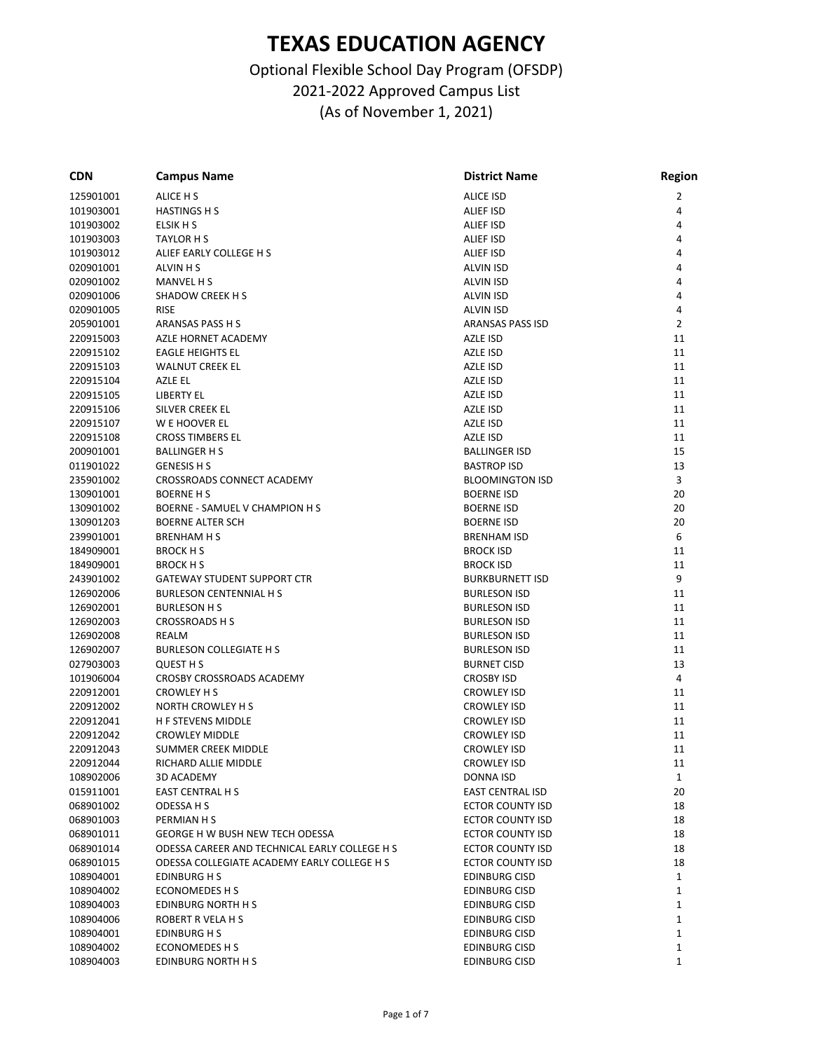# TEXAS EDUCATION AGENCY

Optional Flexible School Day Program (OFSDP)
2021-2022 Approved Campus List
(As of November 1, 2021)

| CDN | Campus Name | District Name | Region |
|---|---|---|---|
| 125901001 | ALICE H S | ALICE ISD | 2 |
| 101903001 | HASTINGS H S | ALIEF ISD | 4 |
| 101903002 | ELSIK H S | ALIEF ISD | 4 |
| 101903003 | TAYLOR H S | ALIEF ISD | 4 |
| 101903012 | ALIEF EARLY COLLEGE H S | ALIEF ISD | 4 |
| 020901001 | ALVIN H S | ALVIN ISD | 4 |
| 020901002 | MANVEL H S | ALVIN ISD | 4 |
| 020901006 | SHADOW CREEK H S | ALVIN ISD | 4 |
| 020901005 | RISE | ALVIN ISD | 4 |
| 205901001 | ARANSAS PASS H S | ARANSAS PASS ISD | 2 |
| 220915003 | AZLE HORNET ACADEMY | AZLE ISD | 11 |
| 220915102 | EAGLE HEIGHTS EL | AZLE ISD | 11 |
| 220915103 | WALNUT CREEK EL | AZLE ISD | 11 |
| 220915104 | AZLE EL | AZLE ISD | 11 |
| 220915105 | LIBERTY EL | AZLE ISD | 11 |
| 220915106 | SILVER CREEK EL | AZLE ISD | 11 |
| 220915107 | W E HOOVER EL | AZLE ISD | 11 |
| 220915108 | CROSS TIMBERS EL | AZLE ISD | 11 |
| 200901001 | BALLINGER H S | BALLINGER ISD | 15 |
| 011901022 | GENESIS H S | BASTROP ISD | 13 |
| 235901002 | CROSSROADS CONNECT ACADEMY | BLOOMINGTON ISD | 3 |
| 130901001 | BOERNE H S | BOERNE ISD | 20 |
| 130901002 | BOERNE - SAMUEL V CHAMPION H S | BOERNE ISD | 20 |
| 130901203 | BOERNE ALTER SCH | BOERNE ISD | 20 |
| 239901001 | BRENHAM H S | BRENHAM ISD | 6 |
| 184909001 | BROCK H S | BROCK ISD | 11 |
| 184909001 | BROCK H S | BROCK ISD | 11 |
| 243901002 | GATEWAY STUDENT SUPPORT CTR | BURKBURNETT ISD | 9 |
| 126902006 | BURLESON CENTENNIAL H S | BURLESON ISD | 11 |
| 126902001 | BURLESON H S | BURLESON ISD | 11 |
| 126902003 | CROSSROADS H S | BURLESON ISD | 11 |
| 126902008 | REALM | BURLESON ISD | 11 |
| 126902007 | BURLESON COLLEGIATE H S | BURLESON ISD | 11 |
| 027903003 | QUEST H S | BURNET CISD | 13 |
| 101906004 | CROSBY CROSSROADS ACADEMY | CROSBY ISD | 4 |
| 220912001 | CROWLEY H S | CROWLEY ISD | 11 |
| 220912002 | NORTH CROWLEY H S | CROWLEY ISD | 11 |
| 220912041 | H F STEVENS MIDDLE | CROWLEY ISD | 11 |
| 220912042 | CROWLEY MIDDLE | CROWLEY ISD | 11 |
| 220912043 | SUMMER CREEK MIDDLE | CROWLEY ISD | 11 |
| 220912044 | RICHARD ALLIE MIDDLE | CROWLEY ISD | 11 |
| 108902006 | 3D ACADEMY | DONNA ISD | 1 |
| 015911001 | EAST CENTRAL H S | EAST CENTRAL ISD | 20 |
| 068901002 | ODESSA H S | ECTOR COUNTY ISD | 18 |
| 068901003 | PERMIAN H S | ECTOR COUNTY ISD | 18 |
| 068901011 | GEORGE H W BUSH NEW TECH ODESSA | ECTOR COUNTY ISD | 18 |
| 068901014 | ODESSA CAREER AND TECHNICAL EARLY COLLEGE H S | ECTOR COUNTY ISD | 18 |
| 068901015 | ODESSA COLLEGIATE ACADEMY EARLY COLLEGE H S | ECTOR COUNTY ISD | 18 |
| 108904001 | EDINBURG H S | EDINBURG CISD | 1 |
| 108904002 | ECONOMEDES H S | EDINBURG CISD | 1 |
| 108904003 | EDINBURG NORTH H S | EDINBURG CISD | 1 |
| 108904006 | ROBERT R VELA H S | EDINBURG CISD | 1 |
| 108904001 | EDINBURG H S | EDINBURG CISD | 1 |
| 108904002 | ECONOMEDES H S | EDINBURG CISD | 1 |
| 108904003 | EDINBURG NORTH H S | EDINBURG CISD | 1 |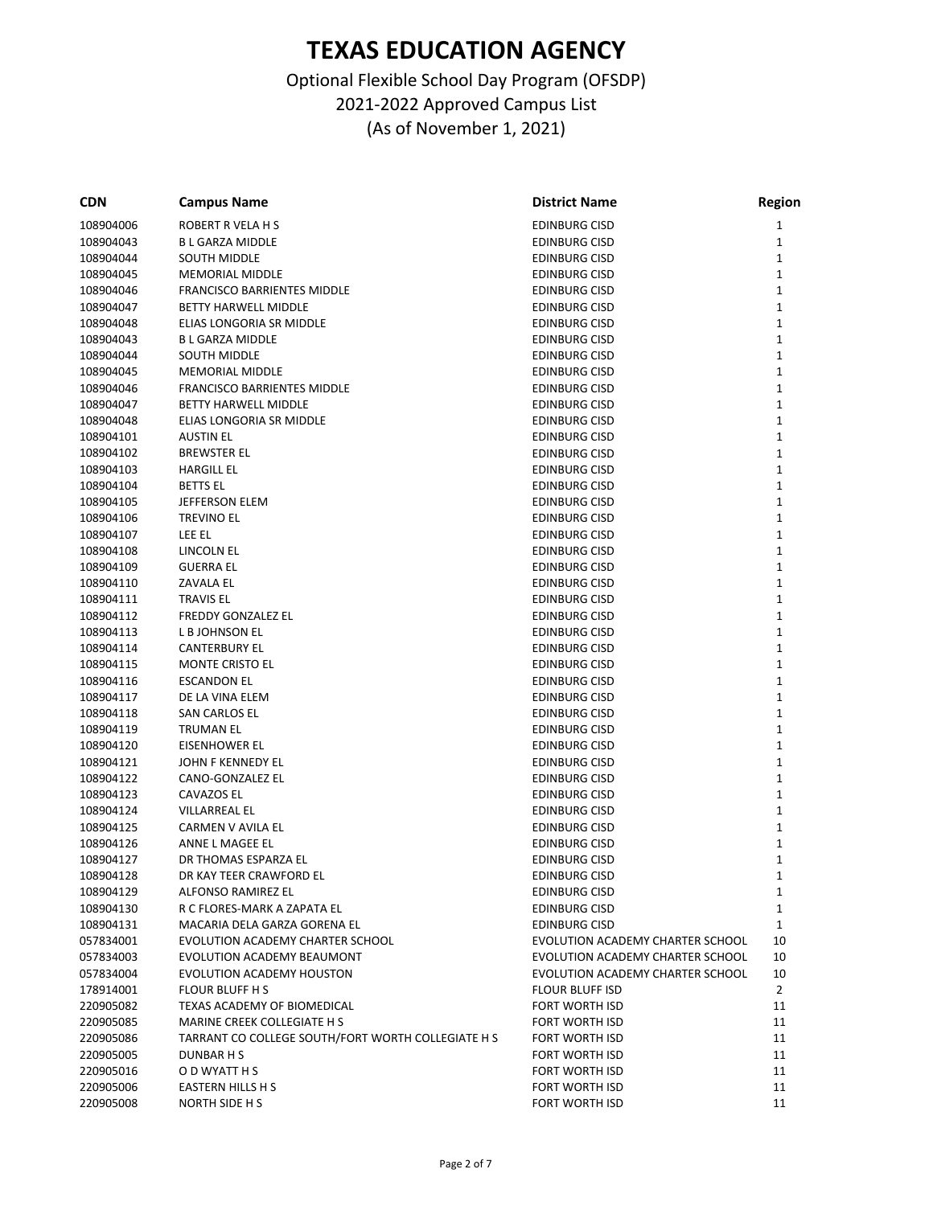# TEXAS EDUCATION AGENCY

Optional Flexible School Day Program (OFSDP)
2021-2022 Approved Campus List
(As of November 1, 2021)

| CDN | Campus Name | District Name | Region |
|---|---|---|---|
| 108904006 | ROBERT R VELA H S | EDINBURG CISD | 1 |
| 108904043 | B L GARZA MIDDLE | EDINBURG CISD | 1 |
| 108904044 | SOUTH MIDDLE | EDINBURG CISD | 1 |
| 108904045 | MEMORIAL MIDDLE | EDINBURG CISD | 1 |
| 108904046 | FRANCISCO BARRIENTES MIDDLE | EDINBURG CISD | 1 |
| 108904047 | BETTY HARWELL MIDDLE | EDINBURG CISD | 1 |
| 108904048 | ELIAS LONGORIA SR MIDDLE | EDINBURG CISD | 1 |
| 108904043 | B L GARZA MIDDLE | EDINBURG CISD | 1 |
| 108904044 | SOUTH MIDDLE | EDINBURG CISD | 1 |
| 108904045 | MEMORIAL MIDDLE | EDINBURG CISD | 1 |
| 108904046 | FRANCISCO BARRIENTES MIDDLE | EDINBURG CISD | 1 |
| 108904047 | BETTY HARWELL MIDDLE | EDINBURG CISD | 1 |
| 108904048 | ELIAS LONGORIA SR MIDDLE | EDINBURG CISD | 1 |
| 108904101 | AUSTIN EL | EDINBURG CISD | 1 |
| 108904102 | BREWSTER EL | EDINBURG CISD | 1 |
| 108904103 | HARGILL EL | EDINBURG CISD | 1 |
| 108904104 | BETTS EL | EDINBURG CISD | 1 |
| 108904105 | JEFFERSON ELEM | EDINBURG CISD | 1 |
| 108904106 | TREVINO EL | EDINBURG CISD | 1 |
| 108904107 | LEE EL | EDINBURG CISD | 1 |
| 108904108 | LINCOLN EL | EDINBURG CISD | 1 |
| 108904109 | GUERRA EL | EDINBURG CISD | 1 |
| 108904110 | ZAVALA EL | EDINBURG CISD | 1 |
| 108904111 | TRAVIS EL | EDINBURG CISD | 1 |
| 108904112 | FREDDY GONZALEZ EL | EDINBURG CISD | 1 |
| 108904113 | L B JOHNSON EL | EDINBURG CISD | 1 |
| 108904114 | CANTERBURY EL | EDINBURG CISD | 1 |
| 108904115 | MONTE CRISTO EL | EDINBURG CISD | 1 |
| 108904116 | ESCANDON EL | EDINBURG CISD | 1 |
| 108904117 | DE LA VINA ELEM | EDINBURG CISD | 1 |
| 108904118 | SAN CARLOS EL | EDINBURG CISD | 1 |
| 108904119 | TRUMAN EL | EDINBURG CISD | 1 |
| 108904120 | EISENHOWER EL | EDINBURG CISD | 1 |
| 108904121 | JOHN F KENNEDY EL | EDINBURG CISD | 1 |
| 108904122 | CANO-GONZALEZ EL | EDINBURG CISD | 1 |
| 108904123 | CAVAZOS EL | EDINBURG CISD | 1 |
| 108904124 | VILLARREAL EL | EDINBURG CISD | 1 |
| 108904125 | CARMEN V AVILA EL | EDINBURG CISD | 1 |
| 108904126 | ANNE L MAGEE EL | EDINBURG CISD | 1 |
| 108904127 | DR THOMAS ESPARZA EL | EDINBURG CISD | 1 |
| 108904128 | DR KAY TEER CRAWFORD EL | EDINBURG CISD | 1 |
| 108904129 | ALFONSO RAMIREZ EL | EDINBURG CISD | 1 |
| 108904130 | R C FLORES-MARK A ZAPATA EL | EDINBURG CISD | 1 |
| 108904131 | MACARIA DELA GARZA GORENA EL | EDINBURG CISD | 1 |
| 057834001 | EVOLUTION ACADEMY CHARTER SCHOOL | EVOLUTION ACADEMY CHARTER SCHOOL | 10 |
| 057834003 | EVOLUTION ACADEMY BEAUMONT | EVOLUTION ACADEMY CHARTER SCHOOL | 10 |
| 057834004 | EVOLUTION ACADEMY HOUSTON | EVOLUTION ACADEMY CHARTER SCHOOL | 10 |
| 178914001 | FLOUR BLUFF H S | FLOUR BLUFF ISD | 2 |
| 220905082 | TEXAS ACADEMY OF BIOMEDICAL | FORT WORTH ISD | 11 |
| 220905085 | MARINE CREEK COLLEGIATE H S | FORT WORTH ISD | 11 |
| 220905086 | TARRANT CO COLLEGE SOUTH/FORT WORTH COLLEGIATE H S | FORT WORTH ISD | 11 |
| 220905005 | DUNBAR H S | FORT WORTH ISD | 11 |
| 220905016 | O D WYATT H S | FORT WORTH ISD | 11 |
| 220905006 | EASTERN HILLS H S | FORT WORTH ISD | 11 |
| 220905008 | NORTH SIDE H S | FORT WORTH ISD | 11 |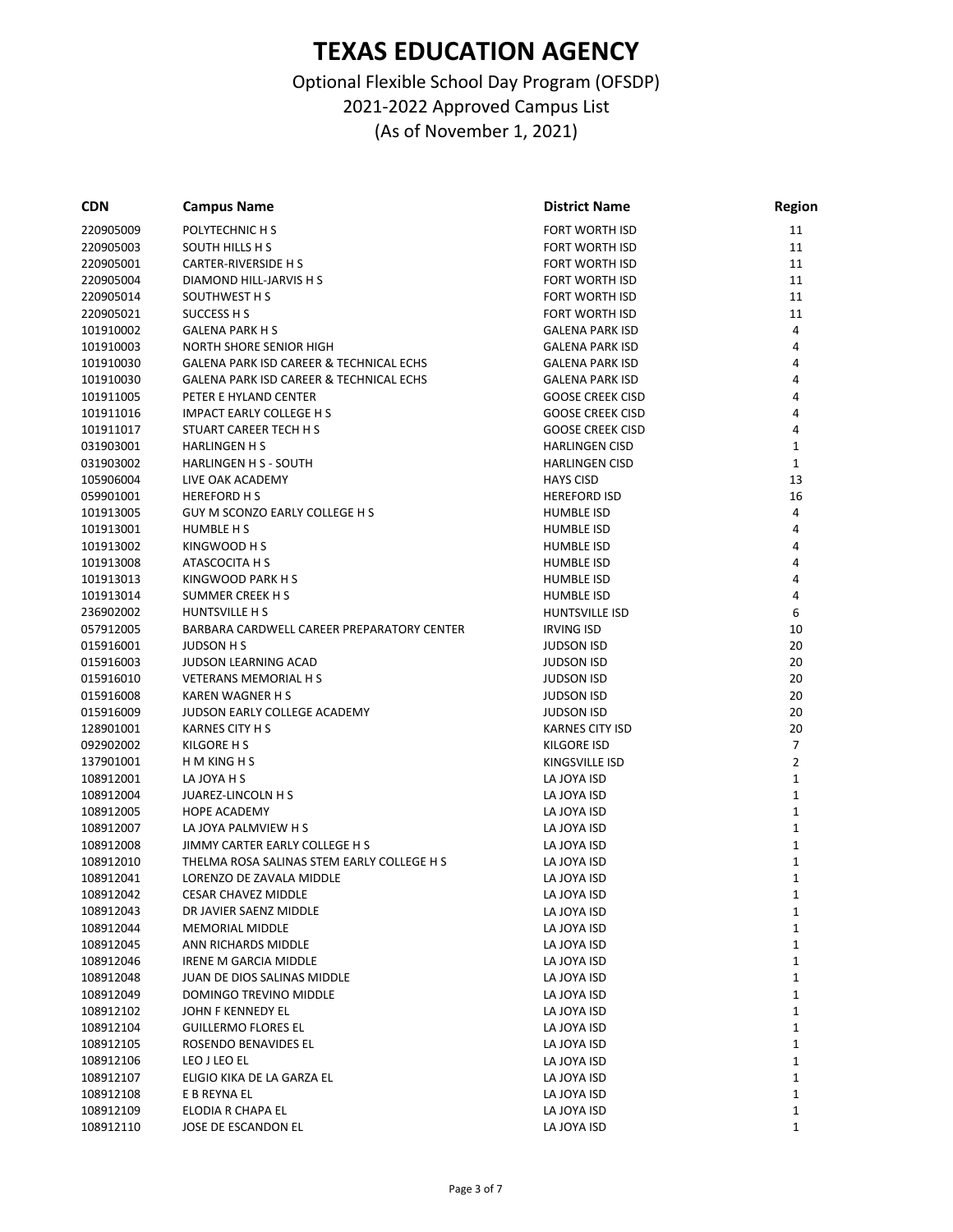# TEXAS EDUCATION AGENCY

Optional Flexible School Day Program (OFSDP)
2021-2022 Approved Campus List
(As of November 1, 2021)

| CDN | Campus Name | District Name | Region |
|---|---|---|---|
| 220905009 | POLYTECHNIC H S | FORT WORTH ISD | 11 |
| 220905003 | SOUTH HILLS H S | FORT WORTH ISD | 11 |
| 220905001 | CARTER-RIVERSIDE H S | FORT WORTH ISD | 11 |
| 220905004 | DIAMOND HILL-JARVIS H S | FORT WORTH ISD | 11 |
| 220905014 | SOUTHWEST H S | FORT WORTH ISD | 11 |
| 220905021 | SUCCESS H S | FORT WORTH ISD | 11 |
| 101910002 | GALENA PARK H S | GALENA PARK ISD | 4 |
| 101910003 | NORTH SHORE SENIOR HIGH | GALENA PARK ISD | 4 |
| 101910030 | GALENA PARK ISD CAREER & TECHNICAL ECHS | GALENA PARK ISD | 4 |
| 101910030 | GALENA PARK ISD CAREER & TECHNICAL ECHS | GALENA PARK ISD | 4 |
| 101911005 | PETER E HYLAND CENTER | GOOSE CREEK CISD | 4 |
| 101911016 | IMPACT EARLY COLLEGE H S | GOOSE CREEK CISD | 4 |
| 101911017 | STUART CAREER TECH H S | GOOSE CREEK CISD | 4 |
| 031903001 | HARLINGEN H S | HARLINGEN CISD | 1 |
| 031903002 | HARLINGEN H S - SOUTH | HARLINGEN CISD | 1 |
| 105906004 | LIVE OAK ACADEMY | HAYS CISD | 13 |
| 059901001 | HEREFORD H S | HEREFORD ISD | 16 |
| 101913005 | GUY M SCONZO EARLY COLLEGE H S | HUMBLE ISD | 4 |
| 101913001 | HUMBLE H S | HUMBLE ISD | 4 |
| 101913002 | KINGWOOD H S | HUMBLE ISD | 4 |
| 101913008 | ATASCOCITA H S | HUMBLE ISD | 4 |
| 101913013 | KINGWOOD PARK H S | HUMBLE ISD | 4 |
| 101913014 | SUMMER CREEK H S | HUMBLE ISD | 4 |
| 236902002 | HUNTSVILLE H S | HUNTSVILLE ISD | 6 |
| 057912005 | BARBARA CARDWELL CAREER PREPARATORY CENTER | IRVING ISD | 10 |
| 015916001 | JUDSON H S | JUDSON ISD | 20 |
| 015916003 | JUDSON LEARNING ACAD | JUDSON ISD | 20 |
| 015916010 | VETERANS MEMORIAL H S | JUDSON ISD | 20 |
| 015916008 | KAREN WAGNER H S | JUDSON ISD | 20 |
| 015916009 | JUDSON EARLY COLLEGE ACADEMY | JUDSON ISD | 20 |
| 128901001 | KARNES CITY H S | KARNES CITY ISD | 20 |
| 092902002 | KILGORE H S | KILGORE ISD | 7 |
| 137901001 | H M KING H S | KINGSVILLE ISD | 2 |
| 108912001 | LA JOYA H S | LA JOYA ISD | 1 |
| 108912004 | JUAREZ-LINCOLN H S | LA JOYA ISD | 1 |
| 108912005 | HOPE ACADEMY | LA JOYA ISD | 1 |
| 108912007 | LA JOYA PALMVIEW H S | LA JOYA ISD | 1 |
| 108912008 | JIMMY CARTER EARLY COLLEGE H S | LA JOYA ISD | 1 |
| 108912010 | THELMA ROSA SALINAS STEM EARLY COLLEGE H S | LA JOYA ISD | 1 |
| 108912041 | LORENZO DE ZAVALA MIDDLE | LA JOYA ISD | 1 |
| 108912042 | CESAR CHAVEZ MIDDLE | LA JOYA ISD | 1 |
| 108912043 | DR JAVIER SAENZ MIDDLE | LA JOYA ISD | 1 |
| 108912044 | MEMORIAL MIDDLE | LA JOYA ISD | 1 |
| 108912045 | ANN RICHARDS MIDDLE | LA JOYA ISD | 1 |
| 108912046 | IRENE M GARCIA MIDDLE | LA JOYA ISD | 1 |
| 108912048 | JUAN DE DIOS SALINAS MIDDLE | LA JOYA ISD | 1 |
| 108912049 | DOMINGO TREVINO MIDDLE | LA JOYA ISD | 1 |
| 108912102 | JOHN F KENNEDY EL | LA JOYA ISD | 1 |
| 108912104 | GUILLERMO FLORES EL | LA JOYA ISD | 1 |
| 108912105 | ROSENDO BENAVIDES EL | LA JOYA ISD | 1 |
| 108912106 | LEO J LEO EL | LA JOYA ISD | 1 |
| 108912107 | ELIGIO KIKA DE LA GARZA EL | LA JOYA ISD | 1 |
| 108912108 | E B REYNA EL | LA JOYA ISD | 1 |
| 108912109 | ELODIA R CHAPA EL | LA JOYA ISD | 1 |
| 108912110 | JOSE DE ESCANDON EL | LA JOYA ISD | 1 |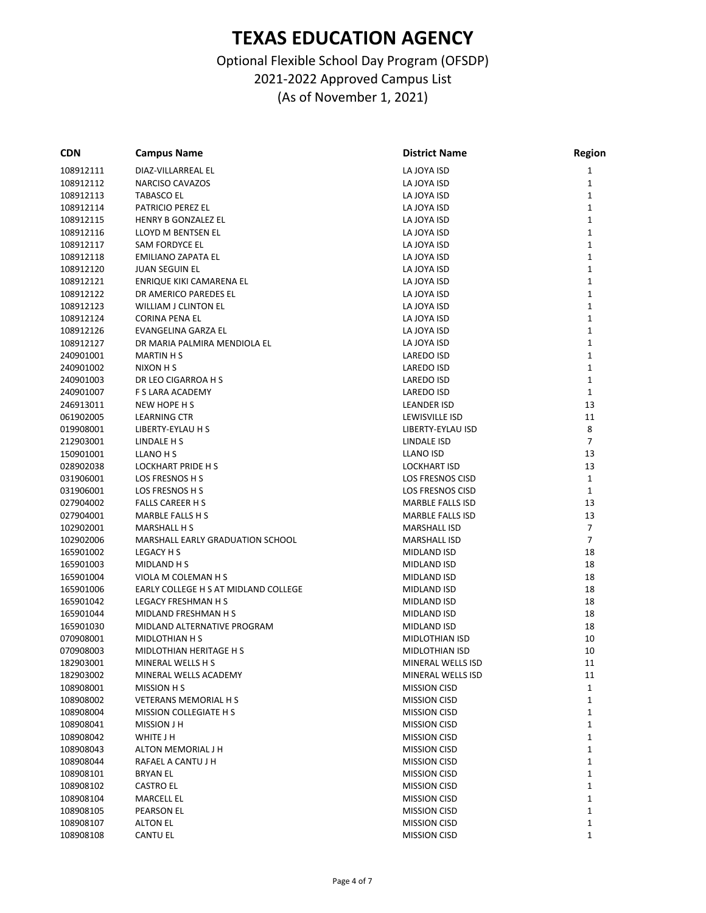# TEXAS EDUCATION AGENCY

Optional Flexible School Day Program (OFSDP)
2021-2022 Approved Campus List
(As of November 1, 2021)

| CDN | Campus Name | District Name | Region |
|---|---|---|---|
| 108912111 | DIAZ-VILLARREAL EL | LA JOYA ISD | 1 |
| 108912112 | NARCISO CAVAZOS | LA JOYA ISD | 1 |
| 108912113 | TABASCO EL | LA JOYA ISD | 1 |
| 108912114 | PATRICIO PEREZ EL | LA JOYA ISD | 1 |
| 108912115 | HENRY B GONZALEZ EL | LA JOYA ISD | 1 |
| 108912116 | LLOYD M BENTSEN EL | LA JOYA ISD | 1 |
| 108912117 | SAM FORDYCE EL | LA JOYA ISD | 1 |
| 108912118 | EMILIANO ZAPATA EL | LA JOYA ISD | 1 |
| 108912120 | JUAN SEGUIN EL | LA JOYA ISD | 1 |
| 108912121 | ENRIQUE KIKI CAMARENA EL | LA JOYA ISD | 1 |
| 108912122 | DR AMERICO PAREDES EL | LA JOYA ISD | 1 |
| 108912123 | WILLIAM J CLINTON EL | LA JOYA ISD | 1 |
| 108912124 | CORINA PENA EL | LA JOYA ISD | 1 |
| 108912126 | EVANGELINA GARZA EL | LA JOYA ISD | 1 |
| 108912127 | DR MARIA PALMIRA MENDIOLA EL | LA JOYA ISD | 1 |
| 240901001 | MARTIN H S | LAREDO ISD | 1 |
| 240901002 | NIXON H S | LAREDO ISD | 1 |
| 240901003 | DR LEO CIGARROA H S | LAREDO ISD | 1 |
| 240901007 | F S LARA ACADEMY | LAREDO ISD | 1 |
| 246913011 | NEW HOPE H S | LEANDER ISD | 13 |
| 061902005 | LEARNING CTR | LEWISVILLE ISD | 11 |
| 019908001 | LIBERTY-EYLAU H S | LIBERTY-EYLAU ISD | 8 |
| 212903001 | LINDALE H S | LINDALE ISD | 7 |
| 150901001 | LLANO H S | LLANO ISD | 13 |
| 028902038 | LOCKHART PRIDE H S | LOCKHART ISD | 13 |
| 031906001 | LOS FRESNOS H S | LOS FRESNOS CISD | 1 |
| 031906001 | LOS FRESNOS H S | LOS FRESNOS CISD | 1 |
| 027904002 | FALLS CAREER H S | MARBLE FALLS ISD | 13 |
| 027904001 | MARBLE FALLS H S | MARBLE FALLS ISD | 13 |
| 102902001 | MARSHALL H S | MARSHALL ISD | 7 |
| 102902006 | MARSHALL EARLY GRADUATION SCHOOL | MARSHALL ISD | 7 |
| 165901002 | LEGACY H S | MIDLAND ISD | 18 |
| 165901003 | MIDLAND H S | MIDLAND ISD | 18 |
| 165901004 | VIOLA M COLEMAN H S | MIDLAND ISD | 18 |
| 165901006 | EARLY COLLEGE H S AT MIDLAND COLLEGE | MIDLAND ISD | 18 |
| 165901042 | LEGACY FRESHMAN H S | MIDLAND ISD | 18 |
| 165901044 | MIDLAND FRESHMAN H S | MIDLAND ISD | 18 |
| 165901030 | MIDLAND ALTERNATIVE PROGRAM | MIDLAND ISD | 18 |
| 070908001 | MIDLOTHIAN H S | MIDLOTHIAN ISD | 10 |
| 070908003 | MIDLOTHIAN HERITAGE H S | MIDLOTHIAN ISD | 10 |
| 182903001 | MINERAL WELLS H S | MINERAL WELLS ISD | 11 |
| 182903002 | MINERAL WELLS ACADEMY | MINERAL WELLS ISD | 11 |
| 108908001 | MISSION H S | MISSION CISD | 1 |
| 108908002 | VETERANS MEMORIAL H S | MISSION CISD | 1 |
| 108908004 | MISSION COLLEGIATE H S | MISSION CISD | 1 |
| 108908041 | MISSION J H | MISSION CISD | 1 |
| 108908042 | WHITE J H | MISSION CISD | 1 |
| 108908043 | ALTON MEMORIAL J H | MISSION CISD | 1 |
| 108908044 | RAFAEL A CANTU J H | MISSION CISD | 1 |
| 108908101 | BRYAN EL | MISSION CISD | 1 |
| 108908102 | CASTRO EL | MISSION CISD | 1 |
| 108908104 | MARCELL EL | MISSION CISD | 1 |
| 108908105 | PEARSON EL | MISSION CISD | 1 |
| 108908107 | ALTON EL | MISSION CISD | 1 |
| 108908108 | CANTU EL | MISSION CISD | 1 |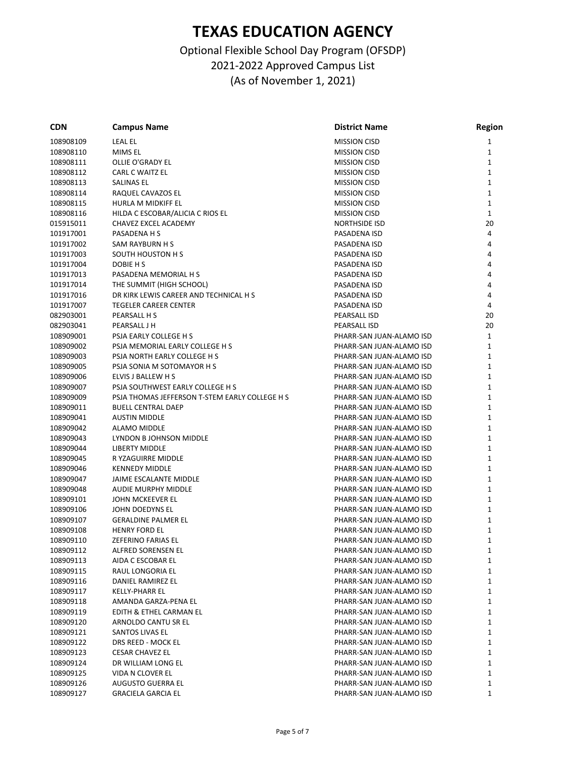# TEXAS EDUCATION AGENCY

Optional Flexible School Day Program (OFSDP)
2021-2022 Approved Campus List
(As of November 1, 2021)

| CDN | Campus Name | District Name | Region |
|---|---|---|---|
| 108908109 | LEAL EL | MISSION CISD | 1 |
| 108908110 | MIMS EL | MISSION CISD | 1 |
| 108908111 | OLLIE O'GRADY EL | MISSION CISD | 1 |
| 108908112 | CARL C WAITZ EL | MISSION CISD | 1 |
| 108908113 | SALINAS EL | MISSION CISD | 1 |
| 108908114 | RAQUEL CAVAZOS EL | MISSION CISD | 1 |
| 108908115 | HURLA M MIDKIFF EL | MISSION CISD | 1 |
| 108908116 | HILDA C ESCOBAR/ALICIA C RIOS EL | MISSION CISD | 1 |
| 015915011 | CHAVEZ EXCEL ACADEMY | NORTHSIDE ISD | 20 |
| 101917001 | PASADENA H S | PASADENA ISD | 4 |
| 101917002 | SAM RAYBURN H S | PASADENA ISD | 4 |
| 101917003 | SOUTH HOUSTON H S | PASADENA ISD | 4 |
| 101917004 | DOBIE H S | PASADENA ISD | 4 |
| 101917013 | PASADENA MEMORIAL H S | PASADENA ISD | 4 |
| 101917014 | THE SUMMIT (HIGH SCHOOL) | PASADENA ISD | 4 |
| 101917016 | DR KIRK LEWIS CAREER AND TECHNICAL H S | PASADENA ISD | 4 |
| 101917007 | TEGELER CAREER CENTER | PASADENA ISD | 4 |
| 082903001 | PEARSALL H S | PEARSALL ISD | 20 |
| 082903041 | PEARSALL J H | PEARSALL ISD | 20 |
| 108909001 | PSJA EARLY COLLEGE H S | PHARR-SAN JUAN-ALAMO ISD | 1 |
| 108909002 | PSJA MEMORIAL EARLY COLLEGE H S | PHARR-SAN JUAN-ALAMO ISD | 1 |
| 108909003 | PSJA NORTH EARLY COLLEGE H S | PHARR-SAN JUAN-ALAMO ISD | 1 |
| 108909005 | PSJA SONIA M SOTOMAYOR H S | PHARR-SAN JUAN-ALAMO ISD | 1 |
| 108909006 | ELVIS J BALLEW H S | PHARR-SAN JUAN-ALAMO ISD | 1 |
| 108909007 | PSJA SOUTHWEST EARLY COLLEGE H S | PHARR-SAN JUAN-ALAMO ISD | 1 |
| 108909009 | PSJA THOMAS JEFFERSON T-STEM EARLY COLLEGE H S | PHARR-SAN JUAN-ALAMO ISD | 1 |
| 108909011 | BUELL CENTRAL DAEP | PHARR-SAN JUAN-ALAMO ISD | 1 |
| 108909041 | AUSTIN MIDDLE | PHARR-SAN JUAN-ALAMO ISD | 1 |
| 108909042 | ALAMO MIDDLE | PHARR-SAN JUAN-ALAMO ISD | 1 |
| 108909043 | LYNDON B JOHNSON MIDDLE | PHARR-SAN JUAN-ALAMO ISD | 1 |
| 108909044 | LIBERTY MIDDLE | PHARR-SAN JUAN-ALAMO ISD | 1 |
| 108909045 | R YZAGUIRRE MIDDLE | PHARR-SAN JUAN-ALAMO ISD | 1 |
| 108909046 | KENNEDY MIDDLE | PHARR-SAN JUAN-ALAMO ISD | 1 |
| 108909047 | JAIME ESCALANTE MIDDLE | PHARR-SAN JUAN-ALAMO ISD | 1 |
| 108909048 | AUDIE MURPHY MIDDLE | PHARR-SAN JUAN-ALAMO ISD | 1 |
| 108909101 | JOHN MCKEEVER EL | PHARR-SAN JUAN-ALAMO ISD | 1 |
| 108909106 | JOHN DOEDYNS EL | PHARR-SAN JUAN-ALAMO ISD | 1 |
| 108909107 | GERALDINE PALMER EL | PHARR-SAN JUAN-ALAMO ISD | 1 |
| 108909108 | HENRY FORD EL | PHARR-SAN JUAN-ALAMO ISD | 1 |
| 108909110 | ZEFERINO FARIAS EL | PHARR-SAN JUAN-ALAMO ISD | 1 |
| 108909112 | ALFRED SORENSEN EL | PHARR-SAN JUAN-ALAMO ISD | 1 |
| 108909113 | AIDA C ESCOBAR EL | PHARR-SAN JUAN-ALAMO ISD | 1 |
| 108909115 | RAUL LONGORIA EL | PHARR-SAN JUAN-ALAMO ISD | 1 |
| 108909116 | DANIEL RAMIREZ EL | PHARR-SAN JUAN-ALAMO ISD | 1 |
| 108909117 | KELLY-PHARR EL | PHARR-SAN JUAN-ALAMO ISD | 1 |
| 108909118 | AMANDA GARZA-PENA EL | PHARR-SAN JUAN-ALAMO ISD | 1 |
| 108909119 | EDITH & ETHEL CARMAN EL | PHARR-SAN JUAN-ALAMO ISD | 1 |
| 108909120 | ARNOLDO CANTU SR EL | PHARR-SAN JUAN-ALAMO ISD | 1 |
| 108909121 | SANTOS LIVAS EL | PHARR-SAN JUAN-ALAMO ISD | 1 |
| 108909122 | DRS REED - MOCK EL | PHARR-SAN JUAN-ALAMO ISD | 1 |
| 108909123 | CESAR CHAVEZ EL | PHARR-SAN JUAN-ALAMO ISD | 1 |
| 108909124 | DR WILLIAM LONG EL | PHARR-SAN JUAN-ALAMO ISD | 1 |
| 108909125 | VIDA N CLOVER EL | PHARR-SAN JUAN-ALAMO ISD | 1 |
| 108909126 | AUGUSTO GUERRA EL | PHARR-SAN JUAN-ALAMO ISD | 1 |
| 108909127 | GRACIELA GARCIA EL | PHARR-SAN JUAN-ALAMO ISD | 1 |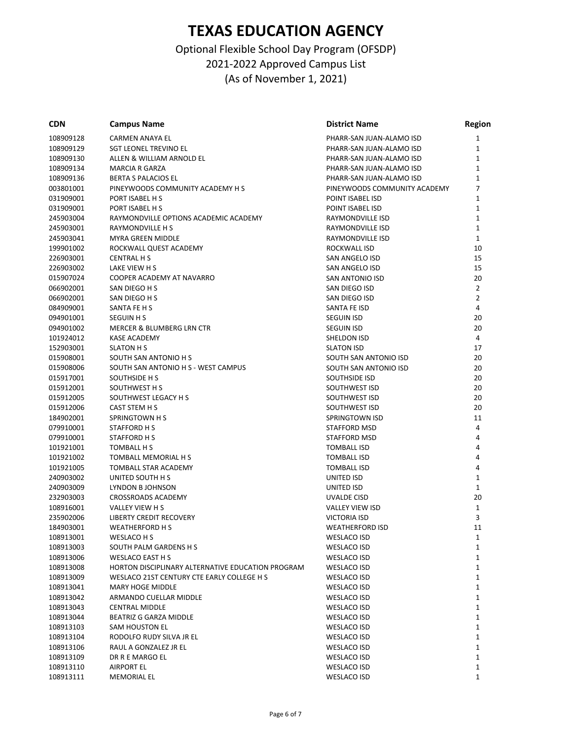# TEXAS EDUCATION AGENCY

Optional Flexible School Day Program (OFSDP)
2021-2022 Approved Campus List
(As of November 1, 2021)

| CDN | Campus Name | District Name | Region |
|---|---|---|---|
| 108909128 | CARMEN ANAYA EL | PHARR-SAN JUAN-ALAMO ISD | 1 |
| 108909129 | SGT LEONEL TREVINO EL | PHARR-SAN JUAN-ALAMO ISD | 1 |
| 108909130 | ALLEN & WILLIAM ARNOLD EL | PHARR-SAN JUAN-ALAMO ISD | 1 |
| 108909134 | MARCIA R GARZA | PHARR-SAN JUAN-ALAMO ISD | 1 |
| 108909136 | BERTA S PALACIOS EL | PHARR-SAN JUAN-ALAMO ISD | 1 |
| 003801001 | PINEYWOODS COMMUNITY ACADEMY H S | PINEYWOODS COMMUNITY ACADEMY | 7 |
| 031909001 | PORT ISABEL H S | POINT ISABEL ISD | 1 |
| 031909001 | PORT ISABEL H S | POINT ISABEL ISD | 1 |
| 245903004 | RAYMONDVILLE OPTIONS ACADEMIC ACADEMY | RAYMONDVILLE ISD | 1 |
| 245903001 | RAYMONDVILLE H S | RAYMONDVILLE ISD | 1 |
| 245903041 | MYRA GREEN MIDDLE | RAYMONDVILLE ISD | 1 |
| 199901002 | ROCKWALL QUEST ACADEMY | ROCKWALL ISD | 10 |
| 226903001 | CENTRAL H S | SAN ANGELO ISD | 15 |
| 226903002 | LAKE VIEW H S | SAN ANGELO ISD | 15 |
| 015907024 | COOPER ACADEMY AT NAVARRO | SAN ANTONIO ISD | 20 |
| 066902001 | SAN DIEGO H S | SAN DIEGO ISD | 2 |
| 066902001 | SAN DIEGO H S | SAN DIEGO ISD | 2 |
| 084909001 | SANTA FE H S | SANTA FE ISD | 4 |
| 094901001 | SEGUIN H S | SEGUIN ISD | 20 |
| 094901002 | MERCER & BLUMBERG LRN CTR | SEGUIN ISD | 20 |
| 101924012 | KASE ACADEMY | SHELDON ISD | 4 |
| 152903001 | SLATON H S | SLATON ISD | 17 |
| 015908001 | SOUTH SAN ANTONIO H S | SOUTH SAN ANTONIO ISD | 20 |
| 015908006 | SOUTH SAN ANTONIO H S - WEST CAMPUS | SOUTH SAN ANTONIO ISD | 20 |
| 015917001 | SOUTHSIDE H S | SOUTHSIDE ISD | 20 |
| 015912001 | SOUTHWEST H S | SOUTHWEST ISD | 20 |
| 015912005 | SOUTHWEST LEGACY H S | SOUTHWEST ISD | 20 |
| 015912006 | CAST STEM H S | SOUTHWEST ISD | 20 |
| 184902001 | SPRINGTOWN H S | SPRINGTOWN ISD | 11 |
| 079910001 | STAFFORD H S | STAFFORD MSD | 4 |
| 079910001 | STAFFORD H S | STAFFORD MSD | 4 |
| 101921001 | TOMBALL H S | TOMBALL ISD | 4 |
| 101921002 | TOMBALL MEMORIAL H S | TOMBALL ISD | 4 |
| 101921005 | TOMBALL STAR ACADEMY | TOMBALL ISD | 4 |
| 240903002 | UNITED SOUTH H S | UNITED ISD | 1 |
| 240903009 | LYNDON B JOHNSON | UNITED ISD | 1 |
| 232903003 | CROSSROADS ACADEMY | UVALDE CISD | 20 |
| 108916001 | VALLEY VIEW H S | VALLEY VIEW ISD | 1 |
| 235902006 | LIBERTY CREDIT RECOVERY | VICTORIA ISD | 3 |
| 184903001 | WEATHERFORD H S | WEATHERFORD ISD | 11 |
| 108913001 | WESLACO H S | WESLACO ISD | 1 |
| 108913003 | SOUTH PALM GARDENS H S | WESLACO ISD | 1 |
| 108913006 | WESLACO EAST H S | WESLACO ISD | 1 |
| 108913008 | HORTON DISCIPLINARY ALTERNATIVE EDUCATION PROGRAM | WESLACO ISD | 1 |
| 108913009 | WESLACO 21ST CENTURY CTE EARLY COLLEGE H S | WESLACO ISD | 1 |
| 108913041 | MARY HOGE MIDDLE | WESLACO ISD | 1 |
| 108913042 | ARMANDO CUELLAR MIDDLE | WESLACO ISD | 1 |
| 108913043 | CENTRAL MIDDLE | WESLACO ISD | 1 |
| 108913044 | BEATRIZ G GARZA MIDDLE | WESLACO ISD | 1 |
| 108913103 | SAM HOUSTON EL | WESLACO ISD | 1 |
| 108913104 | RODOLFO RUDY SILVA JR EL | WESLACO ISD | 1 |
| 108913106 | RAUL A GONZALEZ JR EL | WESLACO ISD | 1 |
| 108913109 | DR R E MARGO EL | WESLACO ISD | 1 |
| 108913110 | AIRPORT EL | WESLACO ISD | 1 |
| 108913111 | MEMORIAL EL | WESLACO ISD | 1 |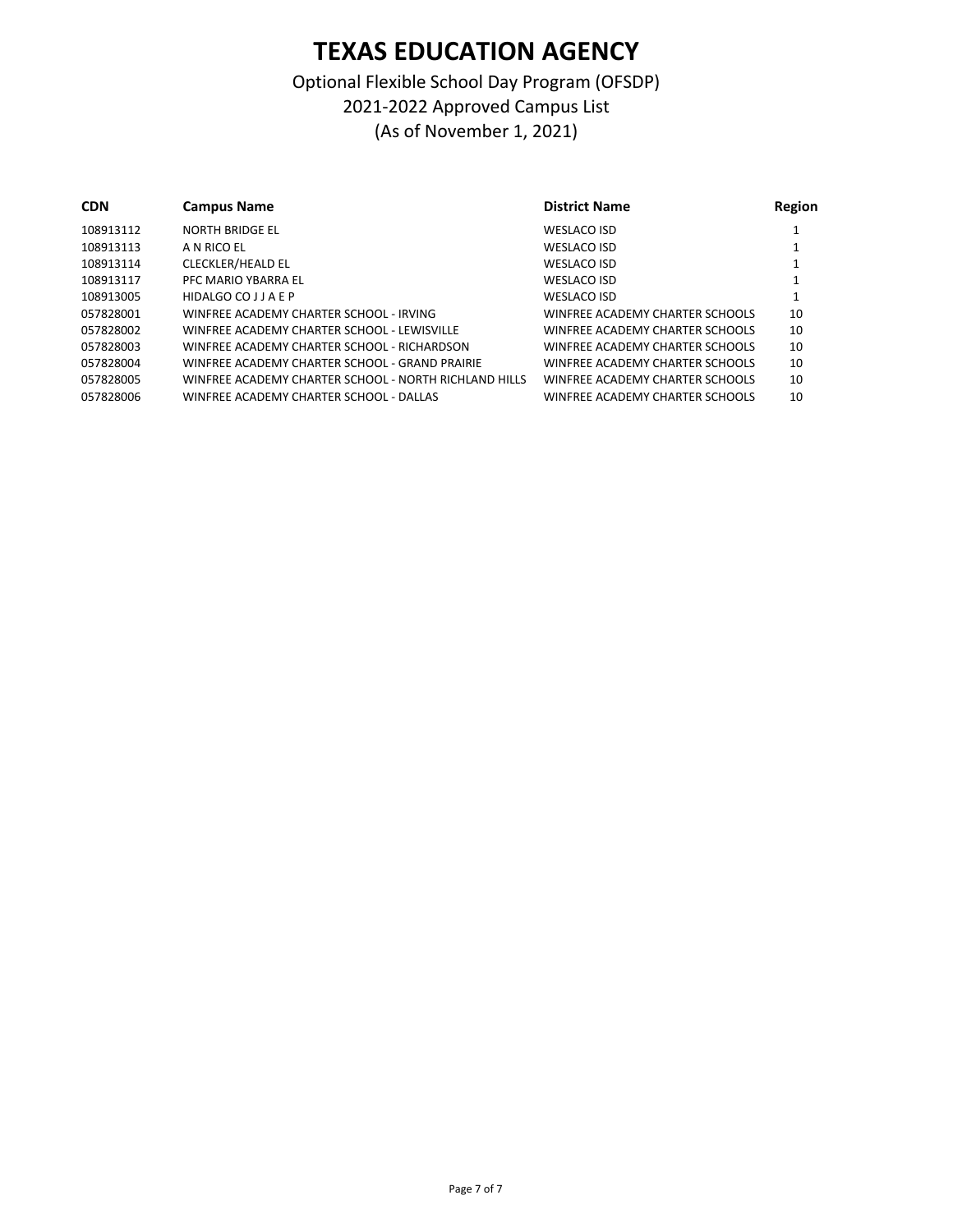# TEXAS EDUCATION AGENCY

Optional Flexible School Day Program (OFSDP)
2021-2022 Approved Campus List
(As of November 1, 2021)

| CDN | Campus Name | District Name | Region |
|---|---|---|---|
| 108913112 | NORTH BRIDGE EL | WESLACO ISD | 1 |
| 108913113 | A N RICO EL | WESLACO ISD | 1 |
| 108913114 | CLECKLER/HEALD EL | WESLACO ISD | 1 |
| 108913117 | PFC MARIO YBARRA EL | WESLACO ISD | 1 |
| 108913005 | HIDALGO CO J J A E P | WESLACO ISD | 1 |
| 057828001 | WINFREE ACADEMY CHARTER SCHOOL - IRVING | WINFREE ACADEMY CHARTER SCHOOLS | 10 |
| 057828002 | WINFREE ACADEMY CHARTER SCHOOL - LEWISVILLE | WINFREE ACADEMY CHARTER SCHOOLS | 10 |
| 057828003 | WINFREE ACADEMY CHARTER SCHOOL - RICHARDSON | WINFREE ACADEMY CHARTER SCHOOLS | 10 |
| 057828004 | WINFREE ACADEMY CHARTER SCHOOL - GRAND PRAIRIE | WINFREE ACADEMY CHARTER SCHOOLS | 10 |
| 057828005 | WINFREE ACADEMY CHARTER SCHOOL - NORTH RICHLAND HILLS | WINFREE ACADEMY CHARTER SCHOOLS | 10 |
| 057828006 | WINFREE ACADEMY CHARTER SCHOOL - DALLAS | WINFREE ACADEMY CHARTER SCHOOLS | 10 |